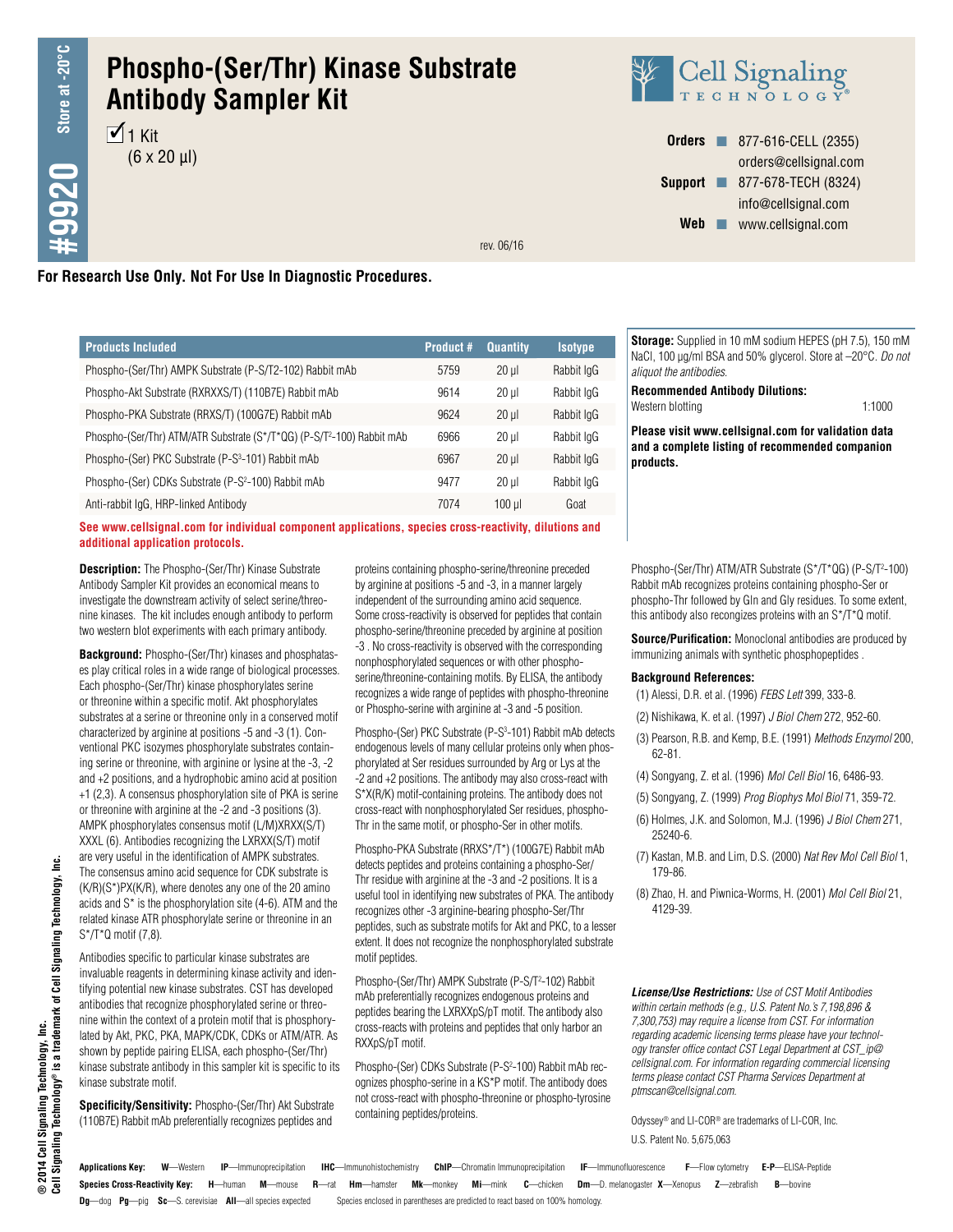# Phospho-(Ser/Thr) Kinase Substrate Antibody Sampler Kit

#9920 Store at -20°C

☑ 1 Kit
(6 x 20 µl)

Cell Signaling Technology®

**Orders** ■ 877-616-CELL (2355)
orders@cellsignal.com
**Support** ■ 877-678-TECH (8324)
info@cellsignal.com
**Web** ■ www.cellsignal.com

rev. 06/16

**For Research Use Only. Not For Use In Diagnostic Procedures.**

| Products Included | Product # | Quantity | Isotype |
|---|---|---|---|
| Phospho-(Ser/Thr) AMPK Substrate (P-S/T2-102) Rabbit mAb | 5759 | 20 µl | Rabbit IgG |
| Phospho-Akt Substrate (RXRXXS/T) (110B7E) Rabbit mAb | 9614 | 20 µl | Rabbit IgG |
| Phospho-PKA Substrate (RRXS/T) (100G7E) Rabbit mAb | 9624 | 20 µl | Rabbit IgG |
| Phospho-(Ser/Thr) ATM/ATR Substrate (S*/T*QG) (P-S/T$^2$-100) Rabbit mAb | 6966 | 20 µl | Rabbit IgG |
| Phospho-(Ser) PKC Substrate (P-S$^3$-101) Rabbit mAb | 6967 | 20 µl | Rabbit IgG |
| Phospho-(Ser) CDKs Substrate (P-S$^2$-100) Rabbit mAb | 9477 | 20 µl | Rabbit IgG |
| Anti-rabbit IgG, HRP-linked Antibody | 7074 | 100 µl | Goat |

**See www.cellsignal.com for individual component applications, species cross-reactivity, dilutions and additional application protocols.**

**Storage:** Supplied in 10 mM sodium HEPES (pH 7.5), 150 mM NaCl, 100 µg/ml BSA and 50% glycerol. Store at –20°C. *Do not aliquot the antibodies.*

**Recommended Antibody Dilutions:**
Western blotting 1:1000

**Please visit www.cellsignal.com for validation data and a complete listing of recommended companion products.**

**Description:** The Phospho-(Ser/Thr) Kinase Substrate Antibody Sampler Kit provides an economical means to investigate the downstream activity of select serine/threonine kinases. The kit includes enough antibody to perform two western blot experiments with each primary antibody.

**Background:** Phospho-(Ser/Thr) kinases and phosphatases play critical roles in a wide range of biological processes. Each phospho-(Ser/Thr) kinase phosphorylates serine or threonine within a specific motif. Akt phosphorylates substrates at a serine or threonine only in a conserved motif characterized by arginine at positions -5 and -3 (1). Conventional PKC isozymes phosphorylate substrates containing serine or threonine, with arginine or lysine at the -3, -2 and +2 positions, and a hydrophobic amino acid at position +1 (2,3). A consensus phosphorylation site of PKA is serine or threonine with arginine at the -2 and -3 positions (3). AMPK phosphorylates consensus motif (L/M)XRXX(S/T) XXXL (6). Antibodies recognizing the LXRXX(S/T) motif are very useful in the identification of AMPK substrates. The consensus amino acid sequence for CDK substrate is (K/R)(S*)PX(K/R), where denotes any one of the 20 amino acids and S* is the phosphorylation site (4-6). ATM and the related kinase ATR phosphorylate serine or threonine in an S*/T*Q motif (7,8).

Antibodies specific to particular kinase substrates are invaluable reagents in determining kinase activity and identifying potential new kinase substrates. CST has developed antibodies that recognize phosphorylated serine or threonine within the context of a protein motif that is phosphorylated by Akt, PKC, PKA, MAPK/CDK, CDKs or ATM/ATR. As shown by peptide pairing ELISA, each phospho-(Ser/Thr) kinase substrate antibody in this sampler kit is specific to its kinase substrate motif.

**Specificity/Sensitivity:** Phospho-(Ser/Thr) Akt Substrate (110B7E) Rabbit mAb preferentially recognizes peptides and proteins containing phospho-serine/threonine preceded by arginine at positions -5 and -3, in a manner largely independent of the surrounding amino acid sequence. Some cross-reactivity is observed for peptides that contain phospho-serine/threonine preceded by arginine at position -3 . No cross-reactivity is observed with the corresponding nonphosphorylated sequences or with other phospho-serine/threonine-containing motifs. By ELISA, the antibody recognizes a wide range of peptides with phospho-threonine or Phospho-serine with arginine at -3 and -5 position.

Phospho-(Ser) PKC Substrate (P-S$^3$-101) Rabbit mAb detects endogenous levels of many cellular proteins only when phosphorylated at Ser residues surrounded by Arg or Lys at the -2 and +2 positions. The antibody may also cross-react with S*X(R/K) motif-containing proteins. The antibody does not cross-react with nonphosphorylated Ser residues, phospho-Thr in the same motif, or phospho-Ser in other motifs.

Phospho-PKA Substrate (RRXS*/T*) (100G7E) Rabbit mAb detects peptides and proteins containing a phospho-Ser/Thr residue with arginine at the -3 and -2 positions. It is a useful tool in identifying new substrates of PKA. The antibody recognizes other -3 arginine-bearing phospho-Ser/Thr peptides, such as substrate motifs for Akt and PKC, to a lesser extent. It does not recognize the nonphosphorylated substrate motif peptides.

Phospho-(Ser/Thr) AMPK Substrate (P-S/T$^2$-102) Rabbit mAb preferentially recognizes endogenous proteins and peptides bearing the LXRXXpS/pT motif. The antibody also cross-reacts with proteins and peptides that only harbor an RXXpS/pT motif.

Phospho-(Ser) CDKs Substrate (P-S$^2$-100) Rabbit mAb recognizes phospho-serine in a KS*P motif. The antibody does not cross-react with phospho-threonine or phospho-tyrosine containing peptides/proteins.

Phospho-(Ser/Thr) ATM/ATR Substrate (S*/T*QG) (P-S/T$^2$-100) Rabbit mAb recognizes proteins containing phospho-Ser or phospho-Thr followed by Gln and Gly residues. To some extent, this antibody also recognizes proteins with an S*/T*Q motif.

**Source/Purification:** Monoclonal antibodies are produced by immunizing animals with synthetic phosphopeptides .

**Background References:**

(1) Alessi, D.R. et al. (1996) *FEBS Lett* 399, 333-8.
(2) Nishikawa, K. et al. (1997) *J Biol Chem* 272, 952-60.
(3) Pearson, R.B. and Kemp, B.E. (1991) *Methods Enzymol* 200, 62-81.
(4) Songyang, Z. et al. (1996) *Mol Cell Biol* 16, 6486-93.
(5) Songyang, Z. (1999) *Prog Biophys Mol Biol* 71, 359-72.
(6) Holmes, J.K. and Solomon, M.J. (1996) *J Biol Chem* 271, 25240-6.
(7) Kastan, M.B. and Lim, D.S. (2000) *Nat Rev Mol Cell Biol* 1, 179-86.
(8) Zhao, H. and Piwnica-Worms, H. (2001) *Mol Cell Biol* 21, 4129-39.

***License/Use Restrictions:*** *Use of CST Motif Antibodies within certain methods (e.g., U.S. Patent No.'s 7,198,896 & 7,300,753) may require a license from CST. For information regarding academic licensing terms please have your technology transfer office contact CST Legal Department at CST_ip@cellsignal.com. For information regarding commercial licensing terms please contact CST Pharma Services Department at ptmscan@cellsignal.com.*

Odyssey® and LI-COR® are trademarks of LI-COR, Inc.

U.S. Patent No. 5,675,063

**Applications Key:** **W**—Western **IP**—Immunoprecipitation **IHC**—Immunohistochemistry **ChIP**—Chromatin Immunoprecipitation **IF**—Immunofluorescence **F**—Flow cytometry **E-P**—ELISA-Peptide

**Species Cross-Reactivity Key:** **H**—human **M**—mouse **R**—rat **Hm**—hamster **Mk**—monkey **Mi**—mink **C**—chicken **Dm**—D. melanogaster **X**—Xenopus **Z**—zebrafish **B**—bovine **Dg**—dog **Pg**—pig **Sc**—S. cerevisiae **All**—all species expected Species enclosed in parentheses are predicted to react based on 100% homology.

© 2014 Cell Signaling Technology, Inc.
Cell Signaling Technology® is a trademark of Cell Signaling Technology, Inc.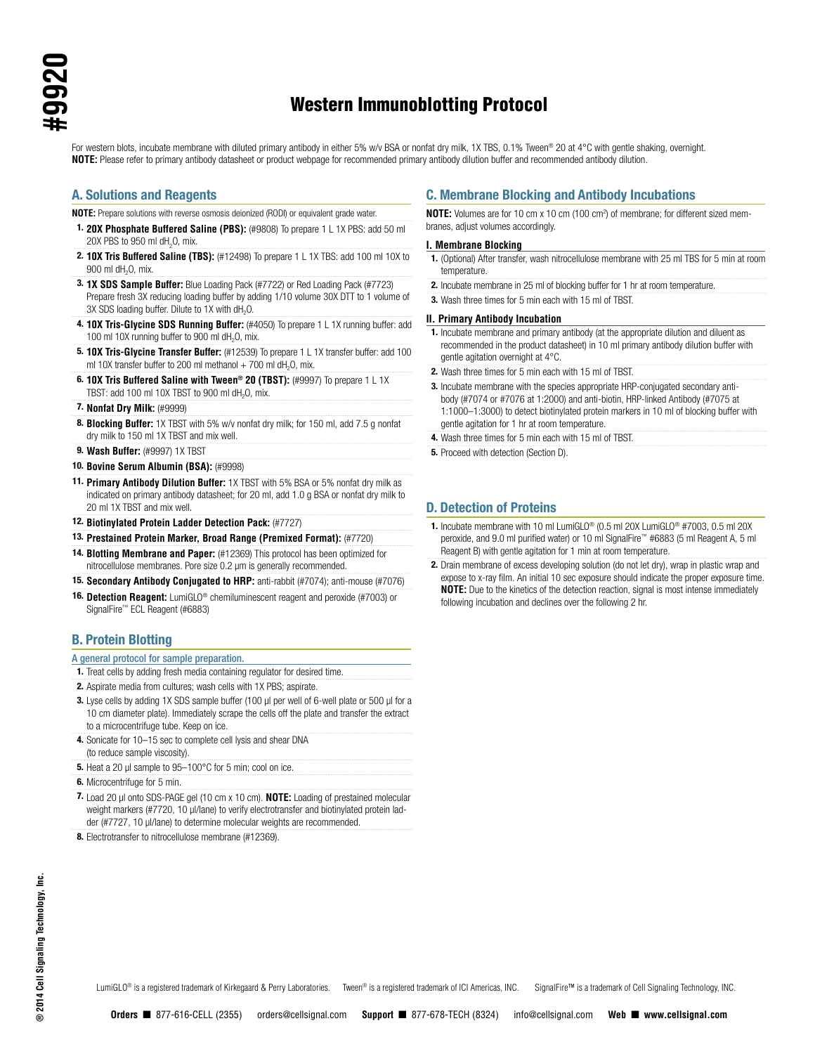# Western Immunoblotting Protocol

For western blots, incubate membrane with diluted primary antibody in either 5% w/v BSA or nonfat dry milk, 1X TBS, 0.1% Tween® 20 at 4°C with gentle shaking, overnight.
**NOTE:** Please refer to primary antibody datasheet or product webpage for recommended primary antibody dilution buffer and recommended antibody dilution.

## A. Solutions and Reagents

**NOTE:** Prepare solutions with reverse osmosis deionized (RODI) or equivalent grade water.

1. **20X Phosphate Buffered Saline (PBS):** (#9808) To prepare 1 L 1X PBS: add 50 ml 20X PBS to 950 ml $dH_2O$, mix.
2. **10X Tris Buffered Saline (TBS):** (#12498) To prepare 1 L 1X TBS: add 100 ml 10X to 900 ml $dH_2O$, mix.
3. **1X SDS Sample Buffer:** Blue Loading Pack (#7722) or Red Loading Pack (#7723) Prepare fresh 3X reducing loading buffer by adding 1/10 volume 30X DTT to 1 volume of 3X SDS loading buffer. Dilute to 1X with $dH_2O$.
4. **10X Tris-Glycine SDS Running Buffer:** (#4050) To prepare 1 L 1X running buffer: add 100 ml 10X running buffer to 900 ml $dH_2O$, mix.
5. **10X Tris-Glycine Transfer Buffer:** (#12539) To prepare 1 L 1X transfer buffer: add 100 ml 10X transfer buffer to 200 ml methanol + 700 ml $dH_2O$, mix.
6. **10X Tris Buffered Saline with Tween® 20 (TBST):** (#9997) To prepare 1 L 1X TBST: add 100 ml 10X TBST to 900 ml $dH_2O$, mix.
7. **Nonfat Dry Milk:** (#9999)
8. **Blocking Buffer:** 1X TBST with 5% w/v nonfat dry milk; for 150 ml, add 7.5 g nonfat dry milk to 150 ml 1X TBST and mix well.
9. **Wash Buffer:** (#9997) 1X TBST
10. **Bovine Serum Albumin (BSA):** (#9998)
11. **Primary Antibody Dilution Buffer:** 1X TBST with 5% BSA or 5% nonfat dry milk as indicated on primary antibody datasheet; for 20 ml, add 1.0 g BSA or nonfat dry milk to 20 ml 1X TBST and mix well.
12. **Biotinylated Protein Ladder Detection Pack:** (#7727)
13. **Prestained Protein Marker, Broad Range (Premixed Format):** (#7720)
14. **Blotting Membrane and Paper:** (#12369) This protocol has been optimized for nitrocellulose membranes. Pore size 0.2 µm is generally recommended.
15. **Secondary Antibody Conjugated to HRP:** anti-rabbit (#7074); anti-mouse (#7076)
16. **Detection Reagent:** LumiGLO® chemiluminescent reagent and peroxide (#7003) or SignalFire™ ECL Reagent (#6883)

## B. Protein Blotting

A general protocol for sample preparation.

1. Treat cells by adding fresh media containing regulator for desired time.
2. Aspirate media from cultures; wash cells with 1X PBS; aspirate.
3. Lyse cells by adding 1X SDS sample buffer (100 µl per well of 6-well plate or 500 µl for a 10 cm diameter plate). Immediately scrape the cells off the plate and transfer the extract to a microcentrifuge tube. Keep on ice.
4. Sonicate for 10–15 sec to complete cell lysis and shear DNA (to reduce sample viscosity).
5. Heat a 20 µl sample to 95–100°C for 5 min; cool on ice.
6. Microcentrifuge for 5 min.
7. Load 20 µl onto SDS-PAGE gel (10 cm x 10 cm). **NOTE:** Loading of prestained molecular weight markers (#7720, 10 µl/lane) to verify electrotransfer and biotinylated protein ladder (#7727, 10 µl/lane) to determine molecular weights are recommended.
8. Electrotransfer to nitrocellulose membrane (#12369).

## C. Membrane Blocking and Antibody Incubations

**NOTE:** Volumes are for 10 cm x 10 cm (100 $cm^2$) of membrane; for different sized membranes, adjust volumes accordingly.

### I. Membrane Blocking

1. (Optional) After transfer, wash nitrocellulose membrane with 25 ml TBS for 5 min at room temperature.
2. Incubate membrane in 25 ml of blocking buffer for 1 hr at room temperature.
3. Wash three times for 5 min each with 15 ml of TBST.

### II. Primary Antibody Incubation

1. Incubate membrane and primary antibody (at the appropriate dilution and diluent as recommended in the product datasheet) in 10 ml primary antibody dilution buffer with gentle agitation overnight at 4°C.
2. Wash three times for 5 min each with 15 ml of TBST.
3. Incubate membrane with the species appropriate HRP-conjugated secondary antibody (#7074 or #7076 at 1:2000) and anti-biotin, HRP-linked Antibody (#7075 at 1:1000–1:3000) to detect biotinylated protein markers in 10 ml of blocking buffer with gentle agitation for 1 hr at room temperature.
4. Wash three times for 5 min each with 15 ml of TBST.
5. Proceed with detection (Section D).

## D. Detection of Proteins

1. Incubate membrane with 10 ml LumiGLO® (0.5 ml 20X LumiGLO® #7003, 0.5 ml 20X peroxide, and 9.0 ml purified water) or 10 ml SignalFire™ #6883 (5 ml Reagent A, 5 ml Reagent B) with gentle agitation for 1 min at room temperature.
2. Drain membrane of excess developing solution (do not let dry), wrap in plastic wrap and expose to x-ray film. An initial 10 sec exposure should indicate the proper exposure time. **NOTE:** Due to the kinetics of the detection reaction, signal is most intense immediately following incubation and declines over the following 2 hr.

LumiGLO® is a registered trademark of Kirkegaard & Perry Laboratories. Tween® is a registered trademark of ICI Americas, INC. SignalFire™ is a trademark of Cell Signaling Technology, INC.